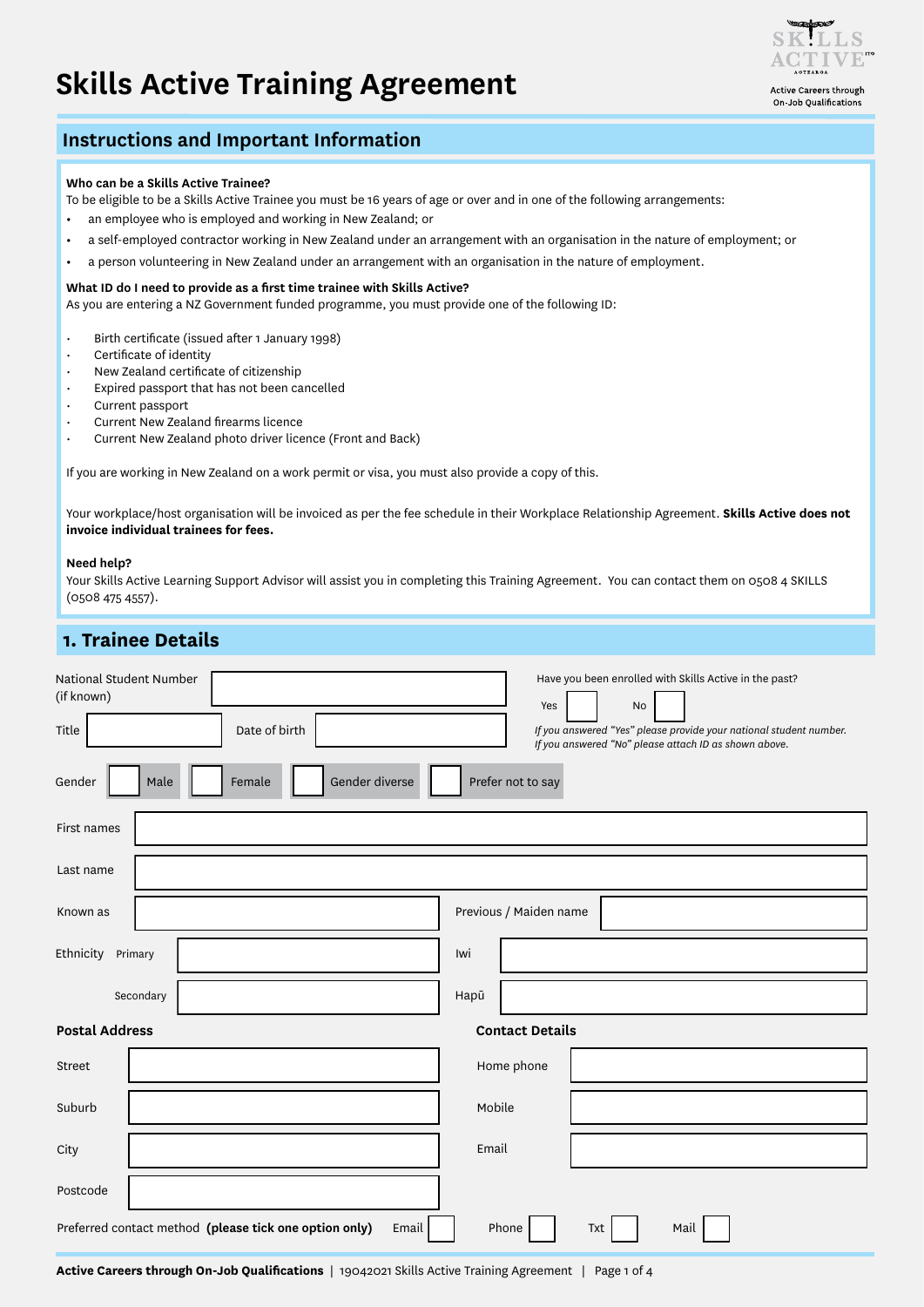# Skills Active Training Agreement

Active Careers through On-Job Qualifications

## Instructions and Important Information

**Who can be a Skills Active Trainee?**
To be eligible to be a Skills Active Trainee you must be 16 years of age or over and in one of the following arrangements:

- an employee who is employed and working in New Zealand; or
- a self-employed contractor working in New Zealand under an arrangement with an organisation in the nature of employment; or
- a person volunteering in New Zealand under an arrangement with an organisation in the nature of employment.

**What ID do I need to provide as a first time trainee with Skills Active?**
As you are entering a NZ Government funded programme, you must provide one of the following ID:

- Birth certificate (issued after 1 January 1998)
- Certificate of identity
- New Zealand certificate of citizenship
- Expired passport that has not been cancelled
- Current passport
- Current New Zealand firearms licence
- Current New Zealand photo driver licence (Front and Back)

If you are working in New Zealand on a work permit or visa, you must also provide a copy of this.

Your workplace/host organisation will be invoiced as per the fee schedule in their Workplace Relationship Agreement. **Skills Active does not invoice individual trainees for fees.**

**Need help?**
Your Skills Active Learning Support Advisor will assist you in completing this Training Agreement. You can contact them on 0508 4 SKILLS (0508 475 4557).

## 1. Trainee Details

National Student Number (if known) ______________________

Have you been enrolled with Skills Active in the past? Yes ☐ No ☐

*If you answered "Yes" please provide your national student number.*
*If you answered "No" please attach ID as shown above.*

Title ______________ Date of birth ______________

Gender ☐ Male ☐ Female ☐ Gender diverse ☐ Prefer not to say

First names ______________________

Last name ______________________

Known as ______________ Previous / Maiden name ______________

Ethnicity Primary ______________ Iwi ______________

Secondary ______________ Hapū ______________

**Postal Address**

Street ______________________

Suburb ______________________

City ______________________

Postcode ______________________

**Contact Details**

Home phone ______________________

Mobile ______________________

Email ______________________

Preferred contact method **(please tick one option only)** Email ☐ Phone ☐ Txt ☐ Mail ☐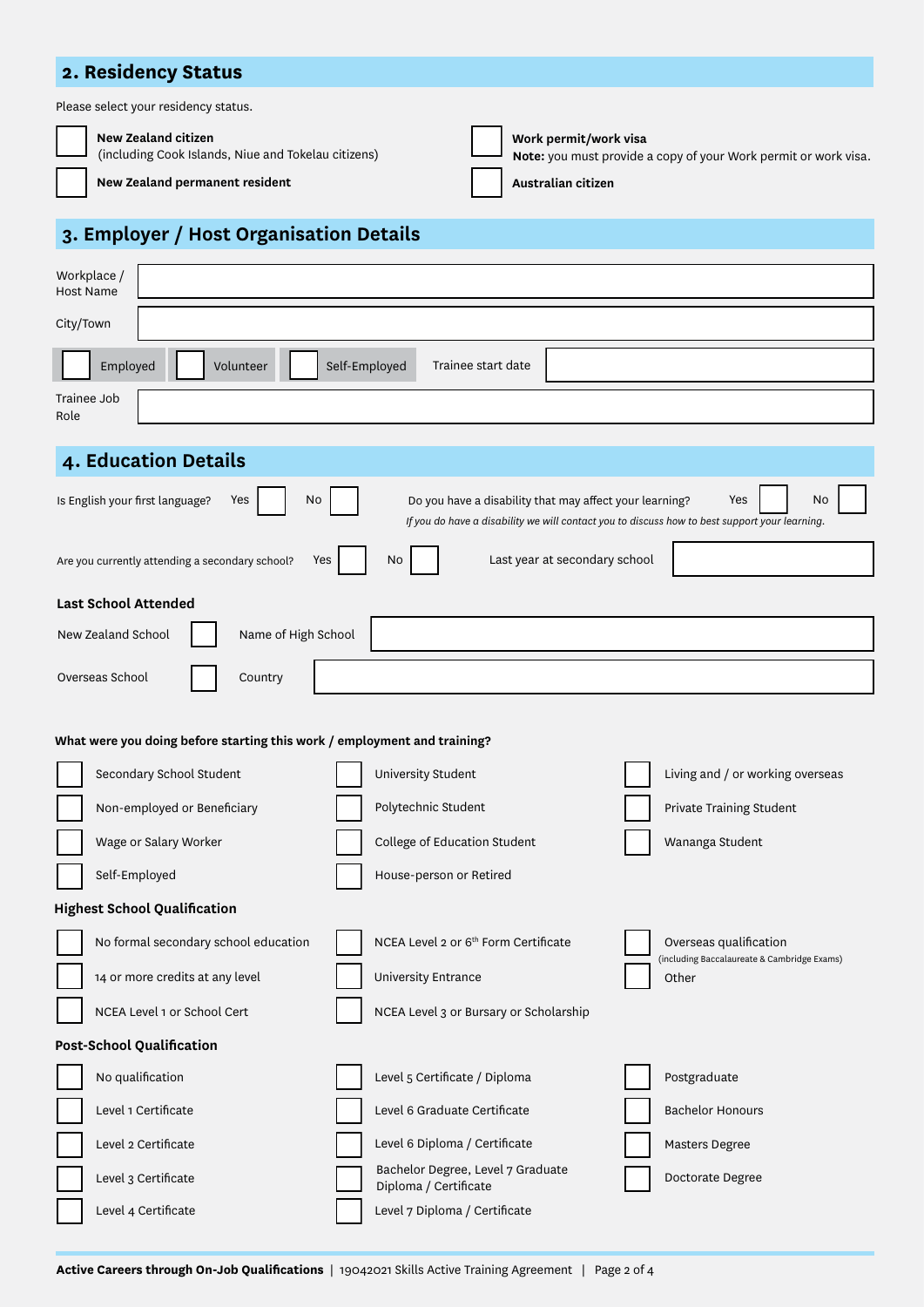## 2. Residency Status

Please select your residency status.

- [ ] **New Zealand citizen** (including Cook Islands, Niue and Tokelau citizens)
- [ ] **New Zealand permanent resident**
- [ ] **Work permit/work visa** **Note:** you must provide a copy of your Work permit or work visa.
- [ ] **Australian citizen**

## 3. Employer / Host Organisation Details

Workplace / Host Name: ____________________

City/Town: ____________________

- [ ] Employed
- [ ] Volunteer
- [ ] Self-Employed

Trainee start date: ____________________

Trainee Job Role: ____________________

## 4. Education Details

Is English your first language? Yes [ ] No [ ]

Do you have a disability that may affect your learning? Yes [ ] No [ ]

*If you do have a disability we will contact you to discuss how to best support your learning.*

Are you currently attending a secondary school? Yes [ ] No [ ]

Last year at secondary school: ____________________

### Last School Attended

New Zealand School [ ] Name of High School: ____________________

Overseas School [ ] Country: ____________________

**What were you doing before starting this work / employment and training?**

- [ ] Secondary School Student
- [ ] Non-employed or Beneficiary
- [ ] Wage or Salary Worker
- [ ] Self-Employed
- [ ] University Student
- [ ] Polytechnic Student
- [ ] College of Education Student
- [ ] House-person or Retired
- [ ] Living and / or working overseas
- [ ] Private Training Student
- [ ] Wananga Student

### Highest School Qualification

- [ ] No formal secondary school education
- [ ] 14 or more credits at any level
- [ ] NCEA Level 1 or School Cert
- [ ] NCEA Level 2 or 6th Form Certificate
- [ ] University Entrance
- [ ] NCEA Level 3 or Bursary or Scholarship
- [ ] Overseas qualification (including Baccalaureate & Cambridge Exams)
- [ ] Other

### Post-School Qualification

- [ ] No qualification
- [ ] Level 1 Certificate
- [ ] Level 2 Certificate
- [ ] Level 3 Certificate
- [ ] Level 4 Certificate
- [ ] Level 5 Certificate / Diploma
- [ ] Level 6 Graduate Certificate
- [ ] Level 6 Diploma / Certificate
- [ ] Bachelor Degree, Level 7 Graduate Diploma / Certificate
- [ ] Level 7 Diploma / Certificate
- [ ] Postgraduate
- [ ] Bachelor Honours
- [ ] Masters Degree
- [ ] Doctorate Degree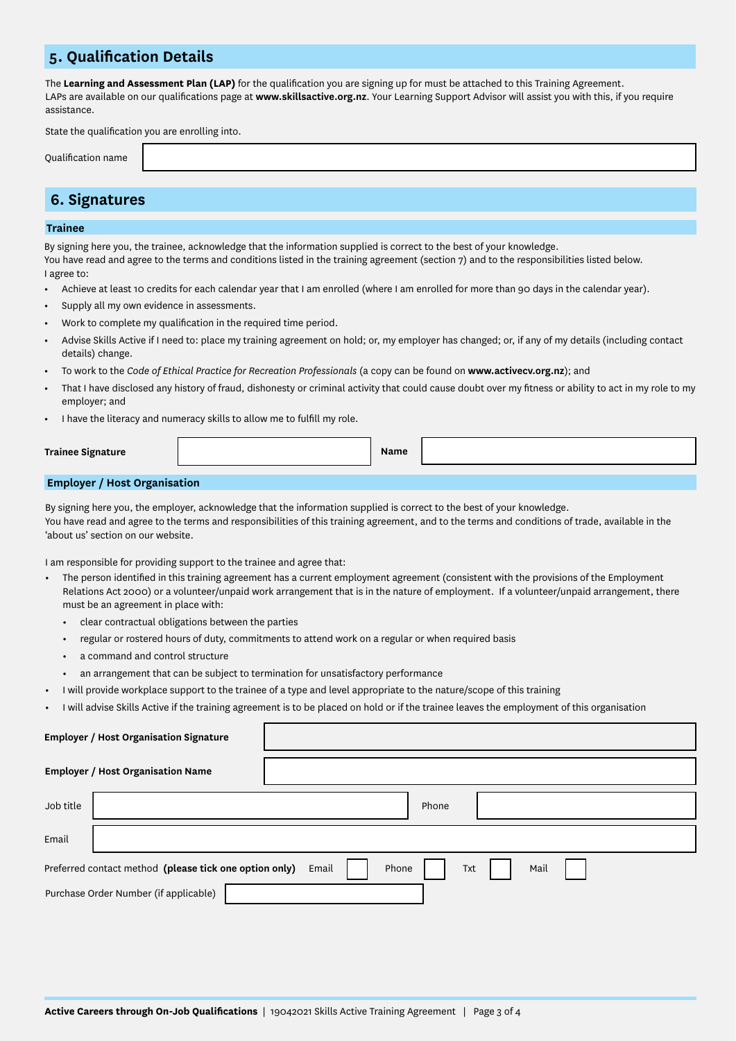## 5. Qualification Details

The **Learning and Assessment Plan (LAP)** for the qualification you are signing up for must be attached to this Training Agreement. LAPs are available on our qualifications page at **www.skillsactive.org.nz**. Your Learning Support Advisor will assist you with this, if you require assistance.

State the qualification you are enrolling into.

| Qualification name | |
|---|---|

## 6. Signatures

### Trainee

By signing here you, the trainee, acknowledge that the information supplied is correct to the best of your knowledge.
You have read and agree to the terms and conditions listed in the training agreement (section 7) and to the responsibilities listed below.
I agree to:

- Achieve at least 10 credits for each calendar year that I am enrolled (where I am enrolled for more than 90 days in the calendar year).
- Supply all my own evidence in assessments.
- Work to complete my qualification in the required time period.
- Advise Skills Active if I need to: place my training agreement on hold; or, my employer has changed; or, if any of my details (including contact details) change.
- To work to the *Code of Ethical Practice for Recreation Professionals* (a copy can be found on **www.activecv.org.nz**); and
- That I have disclosed any history of fraud, dishonesty or criminal activity that could cause doubt over my fitness or ability to act in my role to my employer; and
- I have the literacy and numeracy skills to allow me to fulfill my role.

| **Trainee Signature** | | **Name** | |
|---|---|---|---|

### Employer / Host Organisation

By signing here you, the employer, acknowledge that the information supplied is correct to the best of your knowledge.
You have read and agree to the terms and responsibilities of this training agreement, and to the terms and conditions of trade, available in the 'about us' section on our website.

I am responsible for providing support to the trainee and agree that:

- The person identified in this training agreement has a current employment agreement (consistent with the provisions of the Employment Relations Act 2000) or a volunteer/unpaid work arrangement that is in the nature of employment. If a volunteer/unpaid arrangement, there must be an agreement in place with:
  - clear contractual obligations between the parties
  - regular or rostered hours of duty, commitments to attend work on a regular or when required basis
  - a command and control structure
  - an arrangement that can be subject to termination for unsatisfactory performance
- I will provide workplace support to the trainee of a type and level appropriate to the nature/scope of this training
- I will advise Skills Active if the training agreement is to be placed on hold or if the trainee leaves the employment of this organisation

| **Employer / Host Organisation Signature** | |
|---|---|
| **Employer / Host Organisation Name** | |

| Job title | | Phone | |
|---|---|---|---|
| Email | | | |

Preferred contact method **(please tick one option only)** Email ☐ Phone ☐ Txt ☐ Mail ☐

Purchase Order Number (if applicable) ____________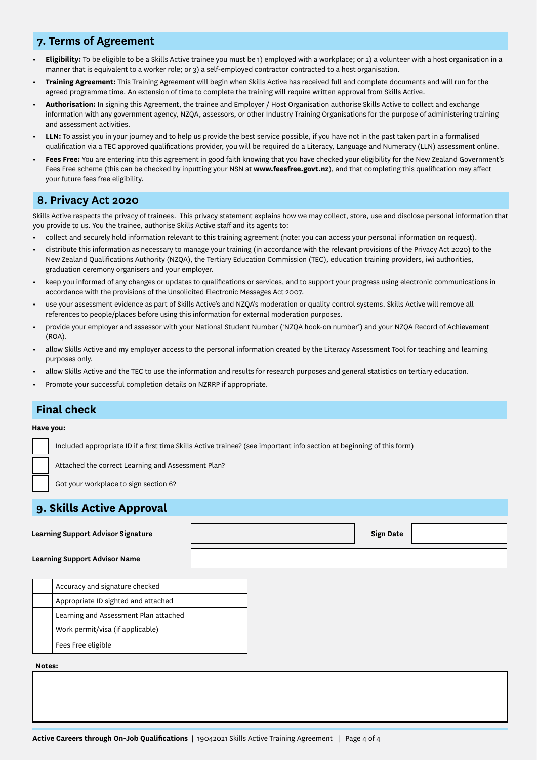## 7. Terms of Agreement

- **Eligibility:** To be eligible to be a Skills Active trainee you must be 1) employed with a workplace; or 2) a volunteer with a host organisation in a manner that is equivalent to a worker role; or 3) a self-employed contractor contracted to a host organisation.
- **Training Agreement:** This Training Agreement will begin when Skills Active has received full and complete documents and will run for the agreed programme time. An extension of time to complete the training will require written approval from Skills Active.
- **Authorisation:** In signing this Agreement, the trainee and Employer / Host Organisation authorise Skills Active to collect and exchange information with any government agency, NZQA, assessors, or other Industry Training Organisations for the purpose of administering training and assessment activities.
- **LLN:** To assist you in your journey and to help us provide the best service possible, if you have not in the past taken part in a formalised qualification via a TEC approved qualifications provider, you will be required do a Literacy, Language and Numeracy (LLN) assessment online.
- **Fees Free:** You are entering into this agreement in good faith knowing that you have checked your eligibility for the New Zealand Government's Fees Free scheme (this can be checked by inputting your NSN at **www.feesfree.govt.nz**), and that completing this qualification may affect your future fees free eligibility.

## 8. Privacy Act 2020

Skills Active respects the privacy of trainees. This privacy statement explains how we may collect, store, use and disclose personal information that you provide to us. You the trainee, authorise Skills Active staff and its agents to:

- collect and securely hold information relevant to this training agreement (note: you can access your personal information on request).
- distribute this information as necessary to manage your training (in accordance with the relevant provisions of the Privacy Act 2020) to the New Zealand Qualifications Authority (NZQA), the Tertiary Education Commission (TEC), education training providers, iwi authorities, graduation ceremony organisers and your employer.
- keep you informed of any changes or updates to qualifications or services, and to support your progress using electronic communications in accordance with the provisions of the Unsolicited Electronic Messages Act 2007.
- use your assessment evidence as part of Skills Active's and NZQA's moderation or quality control systems. Skills Active will remove all references to people/places before using this information for external moderation purposes.
- provide your employer and assessor with your National Student Number ('NZQA hook-on number') and your NZQA Record of Achievement (ROA).
- allow Skills Active and my employer access to the personal information created by the Literacy Assessment Tool for teaching and learning purposes only.
- allow Skills Active and the TEC to use the information and results for research purposes and general statistics on tertiary education.
- Promote your successful completion details on NZRRP if appropriate.

## Final check

**Have you:**

- [ ] Included appropriate ID if a first time Skills Active trainee? (see important info section at beginning of this form)
- [ ] Attached the correct Learning and Assessment Plan?
- [ ] Got your workplace to sign section 6?

## 9. Skills Active Approval

| | | | |
|---|---|---|---|
| **Learning Support Advisor Signature** | | **Sign Date** | |
| **Learning Support Advisor Name** | | | |

| | |
|---|---|
| | Accuracy and signature checked |
| | Appropriate ID sighted and attached |
| | Learning and Assessment Plan attached |
| | Work permit/visa (if applicable) |
| | Fees Free eligible |

**Notes:**